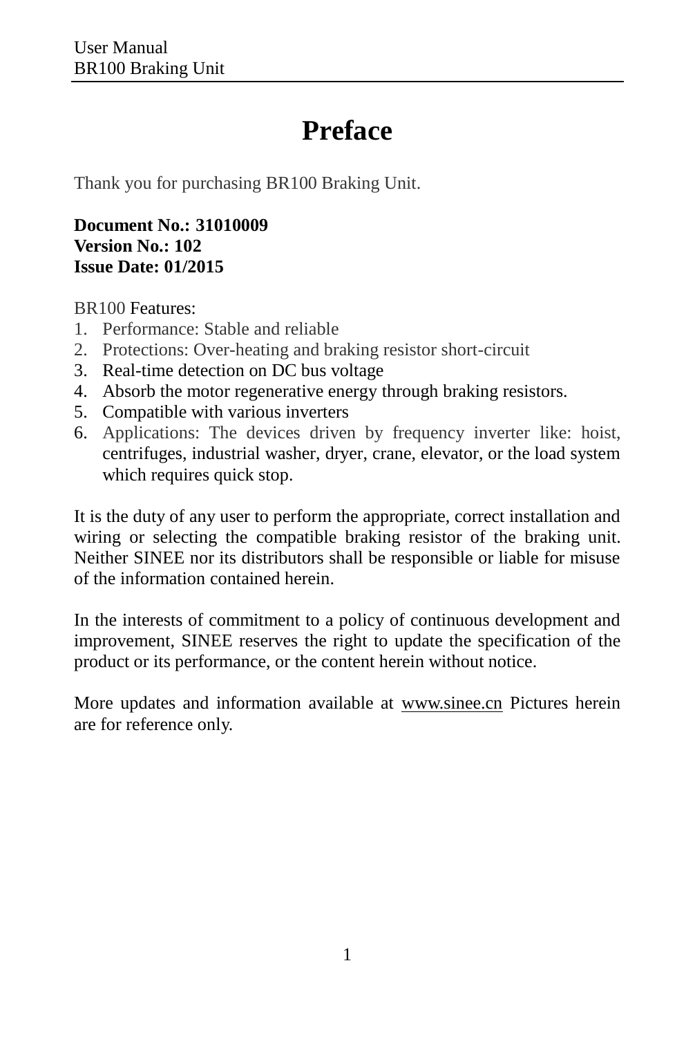# Preface

Thank you for purchasing BR100 Braking Unit.

**Document No.: 31010009**
**Version No.: 102**
**Issue Date: 01/2015**

BR100 Features:

1. Performance: Stable and reliable
2. Protections: Over-heating and braking resistor short-circuit
3. Real-time detection on DC bus voltage
4. Absorb the motor regenerative energy through braking resistors.
5. Compatible with various inverters
6. Applications: The devices driven by frequency inverter like: hoist, centrifuges, industrial washer, dryer, crane, elevator, or the load system which requires quick stop.

It is the duty of any user to perform the appropriate, correct installation and wiring or selecting the compatible braking resistor of the braking unit. Neither SINEE nor its distributors shall be responsible or liable for misuse of the information contained herein.

In the interests of commitment to a policy of continuous development and improvement, SINEE reserves the right to update the specification of the product or its performance, or the content herein without notice.

More updates and information available at www.sinee.cn Pictures herein are for reference only.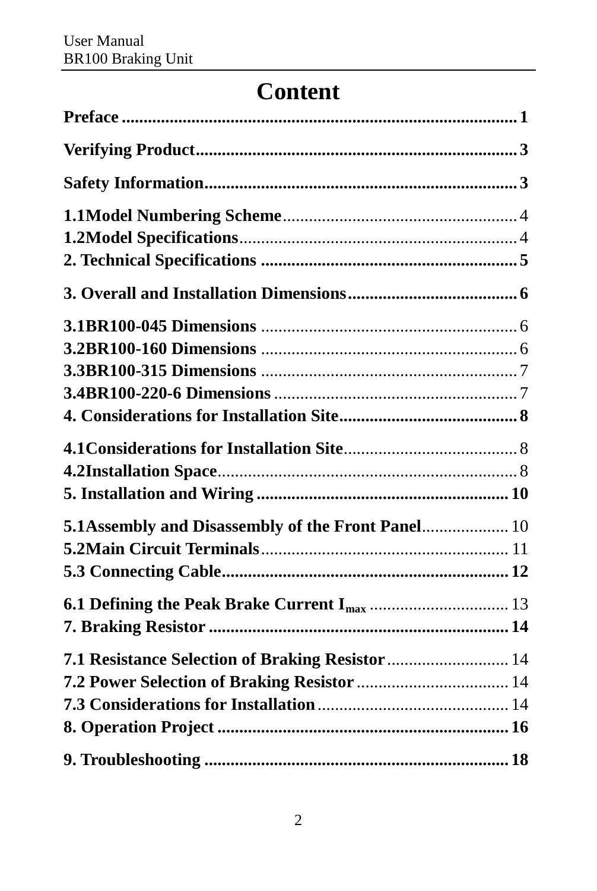# Content

**Preface** ........................................................................................ **1**

**Verifying Product**........................................................................ **3**

**Safety Information**....................................................................... **3**

**1.1Model Numbering Scheme**...................................................... 4
**1.2Model Specifications**................................................................ 4
**2. Technical Specifications** ........................................................... **5**

**3. Overall and Installation Dimensions**....................................... **6**

**3.1BR100-045 Dimensions** ........................................................... 6
**3.2BR100-160 Dimensions** ........................................................... 6
**3.3BR100-315 Dimensions** ........................................................... 7
**3.4BR100-220-6 Dimensions** ........................................................ 7
**4. Considerations for Installation Site**......................................... **8**

**4.1Considerations for Installation Site**......................................... 8
**4.2Installation Space**...................................................................... 8
**5. Installation and Wiring** ........................................................... **10**

**5.1Assembly and Disassembly of the Front Panel**.................... 10
**5.2Main Circuit Terminals**.......................................................... 11
**5.3 Connecting Cable**.................................................................. **12**

**6.1 Defining the Peak Brake Current $I_{max}$** ................................ 13
**7. Braking Resistor** ..................................................................... **14**

**7.1 Resistance Selection of Braking Resistor**............................ 14
**7.2 Power Selection of Braking Resistor** ................................... 14
**7.3 Considerations for Installation**............................................ 14
**8. Operation Project** ................................................................... **16**

**9. Troubleshooting** ...................................................................... **18**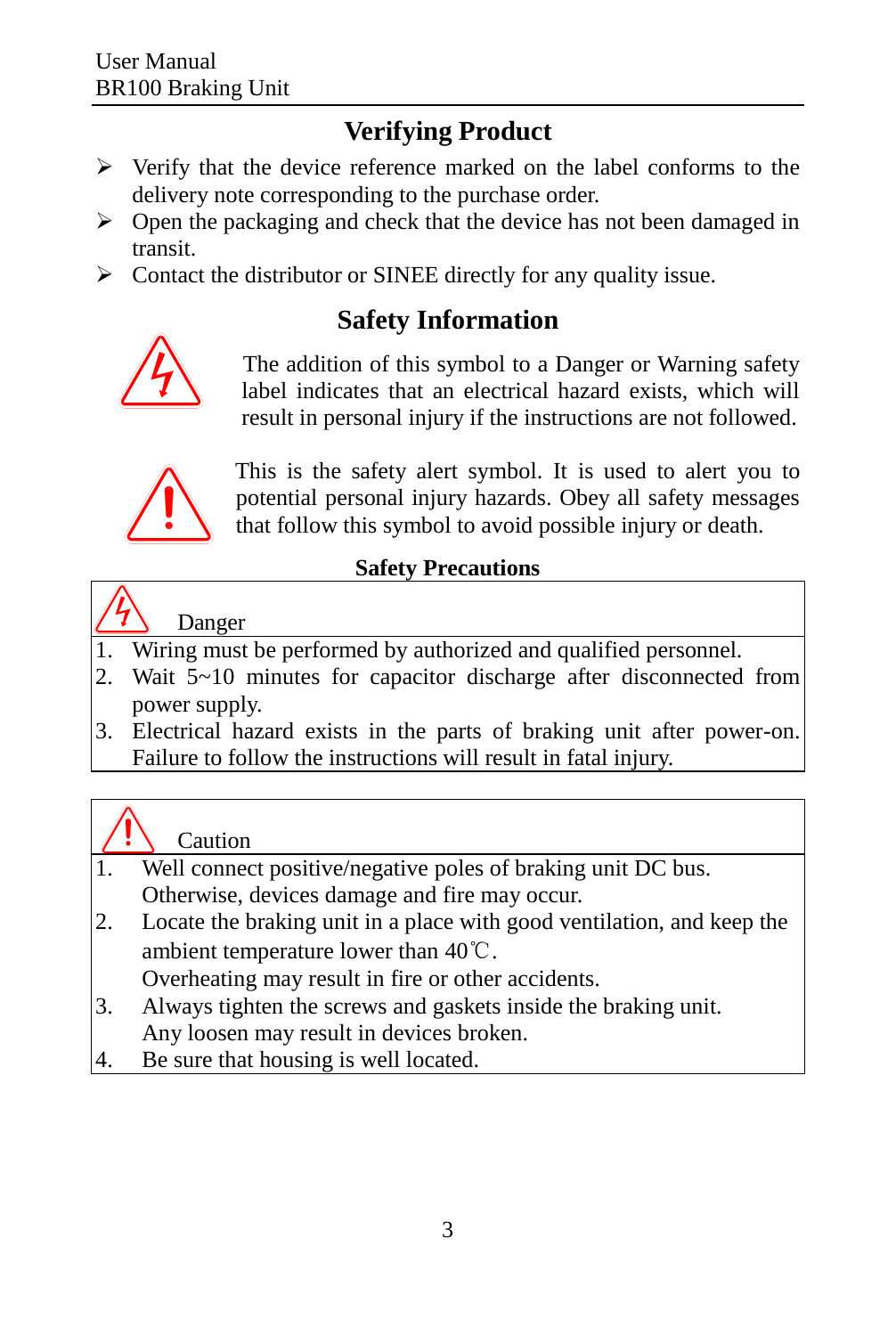## Verifying Product

- Verify that the device reference marked on the label conforms to the delivery note corresponding to the purchase order.
- Open the packaging and check that the device has not been damaged in transit.
- Contact the distributor or SINEE directly for any quality issue.

## Safety Information

The addition of this symbol to a Danger or Warning safety label indicates that an electrical hazard exists, which will result in personal injury if the instructions are not followed.

This is the safety alert symbol. It is used to alert you to potential personal injury hazards. Obey all safety messages that follow this symbol to avoid possible injury or death.

### Safety Precautions

**Danger**

1. Wiring must be performed by authorized and qualified personnel.
2. Wait 5~10 minutes for capacitor discharge after disconnected from power supply.
3. Electrical hazard exists in the parts of braking unit after power-on. Failure to follow the instructions will result in fatal injury.

**Caution**

1. Well connect positive/negative poles of braking unit DC bus. Otherwise, devices damage and fire may occur.
2. Locate the braking unit in a place with good ventilation, and keep the ambient temperature lower than 40℃. Overheating may result in fire or other accidents.
3. Always tighten the screws and gaskets inside the braking unit. Any loosen may result in devices broken.
4. Be sure that housing is well located.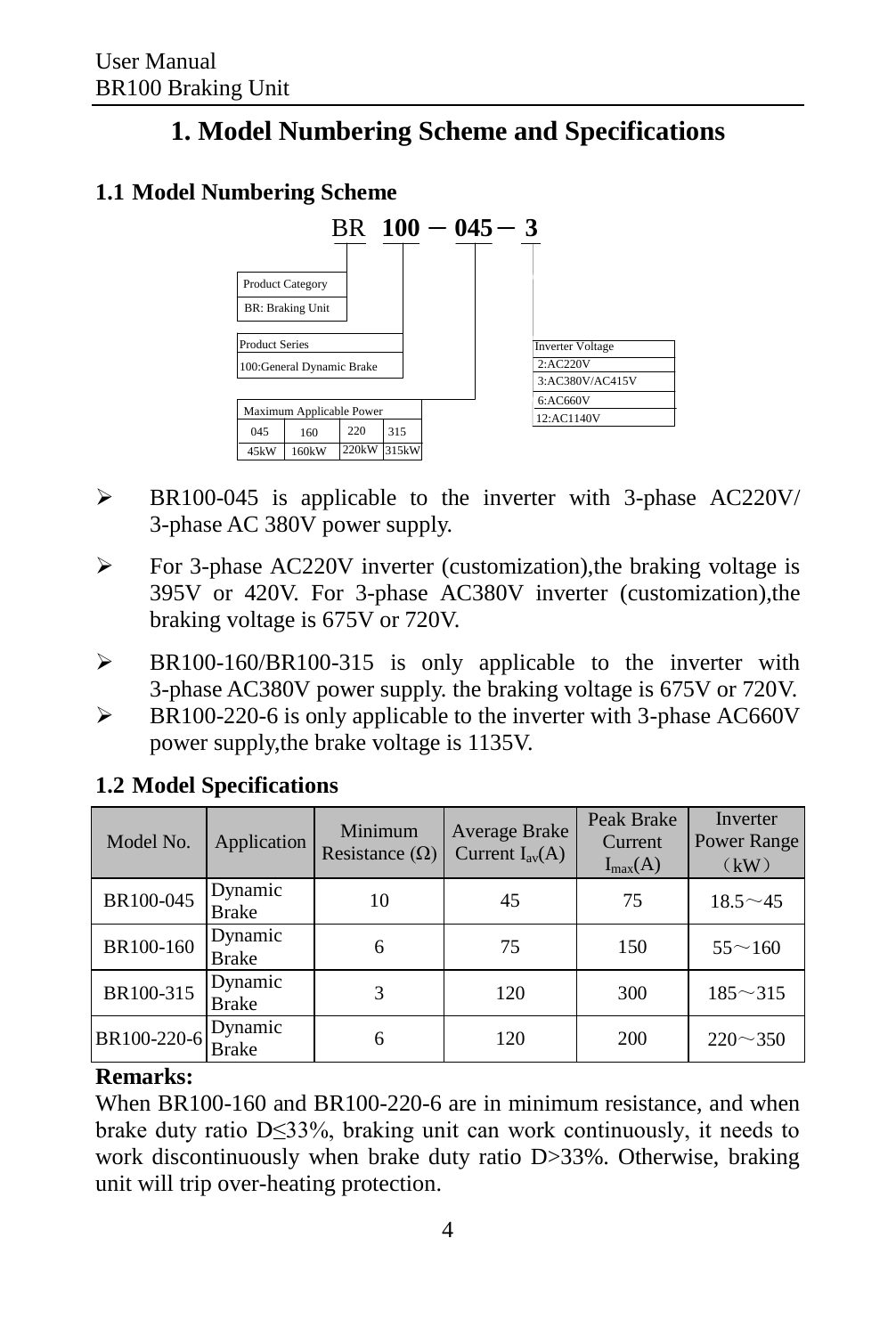# 1. Model Numbering Scheme and Specifications

## 1.1 Model Numbering Scheme

BR 100 － 045 － 3

- Product Category — BR: Braking Unit
- Product Series — 100: General Dynamic Brake
- Maximum Applicable Power

| 045 | 160 | 220 | 315 |
|---|---|---|---|
| 45kW | 160kW | 220kW | 315kW |

- Inverter Voltage
  - 2: AC220V
  - 3: AC380V/AC415V
  - 6: AC660V
  - 12: AC1140V

- BR100-045 is applicable to the inverter with 3-phase AC220V/ 3-phase AC 380V power supply.
- For 3-phase AC220V inverter (customization),the braking voltage is 395V or 420V. For 3-phase AC380V inverter (customization),the braking voltage is 675V or 720V.
- BR100-160/BR100-315 is only applicable to the inverter with 3-phase AC380V power supply. the braking voltage is 675V or 720V.
- BR100-220-6 is only applicable to the inverter with 3-phase AC660V power supply,the brake voltage is 1135V.

## 1.2 Model Specifications

| Model No. | Application | Minimum Resistance (Ω) | Average Brake Current $I_{av}$(A) | Peak Brake Current $I_{max}$(A) | Inverter Power Range（kW） |
|---|---|---|---|---|---|
| BR100-045 | Dynamic Brake | 10 | 45 | 75 | 18.5～45 |
| BR100-160 | Dynamic Brake | 6 | 75 | 150 | 55～160 |
| BR100-315 | Dynamic Brake | 3 | 120 | 300 | 185～315 |
| BR100-220-6 | Dynamic Brake | 6 | 120 | 200 | 220～350 |

**Remarks:**

When BR100-160 and BR100-220-6 are in minimum resistance, and when brake duty ratio D≤33%, braking unit can work continuously, it needs to work discontinuously when brake duty ratio D>33%. Otherwise, braking unit will trip over-heating protection.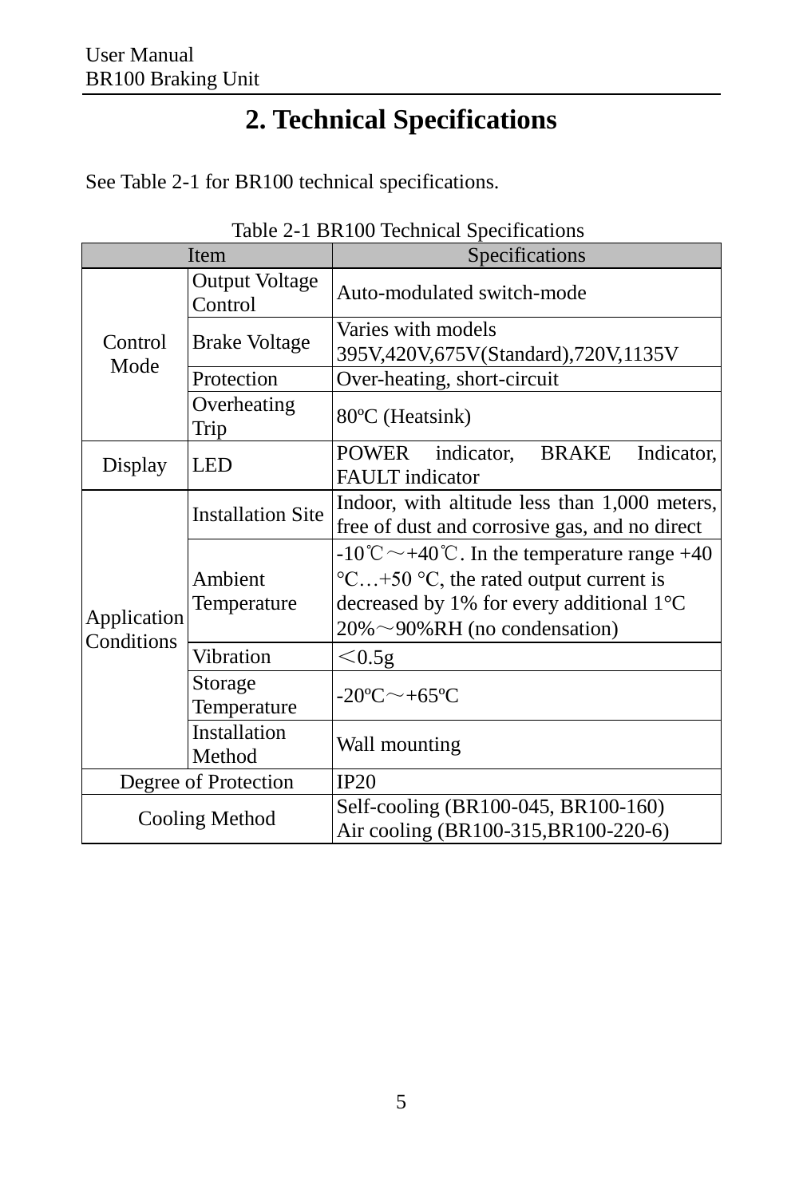# 2. Technical Specifications

See Table 2-1 for BR100 technical specifications.

Table 2-1 BR100 Technical Specifications

| Item | | Specifications |
|---|---|---|
| Control Mode | Output Voltage Control | Auto-modulated switch-mode |
| | Brake Voltage | Varies with models 395V,420V,675V(Standard),720V,1135V |
| | Protection | Over-heating, short-circuit |
| | Overheating Trip | 80ºC (Heatsink) |
| Display | LED | POWER indicator, BRAKE Indicator, FAULT indicator |
| Application Conditions | Installation Site | Indoor, with altitude less than 1,000 meters, free of dust and corrosive gas, and no direct |
| | Ambient Temperature | -10℃～+40℃. In the temperature range +40 °C…+50 °C, the rated output current is decreased by 1% for every additional 1°C 20%～90%RH (no condensation) |
| | Vibration | ＜0.5g |
| | Storage Temperature | -20ºC～+65ºC |
| | Installation Method | Wall mounting |
| Degree of Protection | | IP20 |
| Cooling Method | | Self-cooling (BR100-045, BR100-160) Air cooling (BR100-315,BR100-220-6) |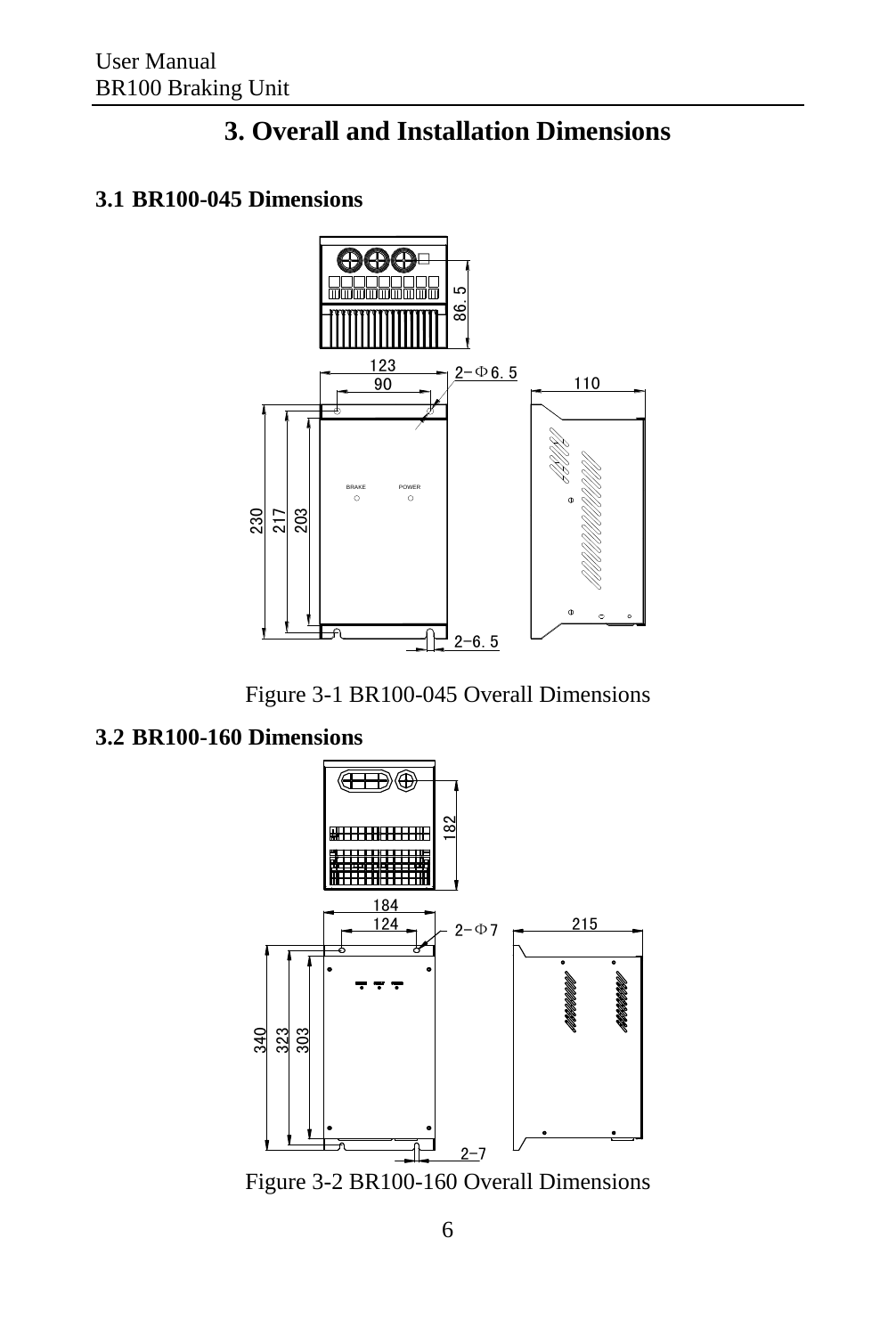# 3. Overall and Installation Dimensions

### 3.1 BR100-045 Dimensions

Figure 3-1 BR100-045 Overall Dimensions

### 3.2 BR100-160 Dimensions

Figure 3-2 BR100-160 Overall Dimensions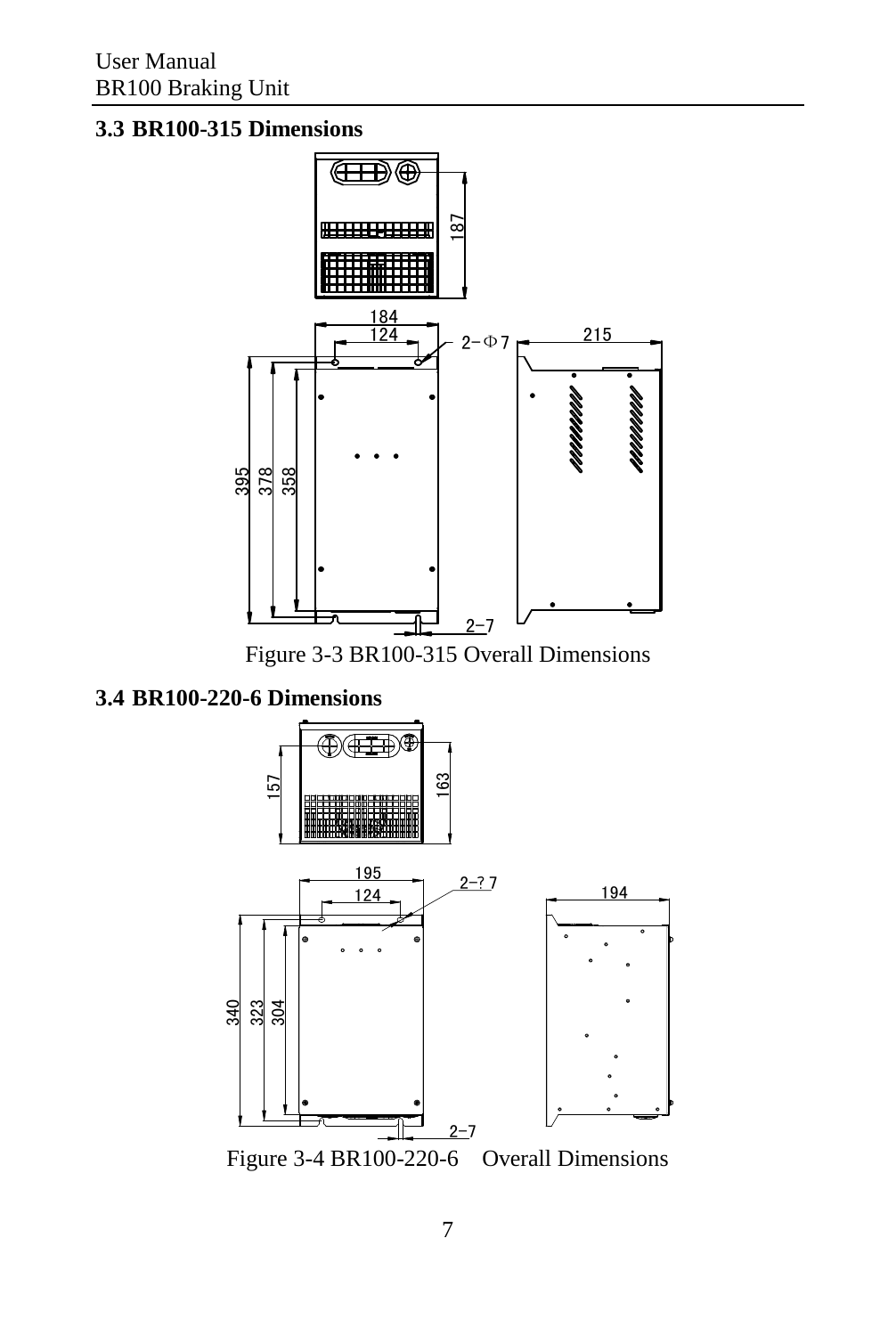## 3.3 BR100-315 Dimensions

Figure 3-3 BR100-315 Overall Dimensions

## 3.4 BR100-220-6 Dimensions

Figure 3-4 BR100-220-6　Overall Dimensions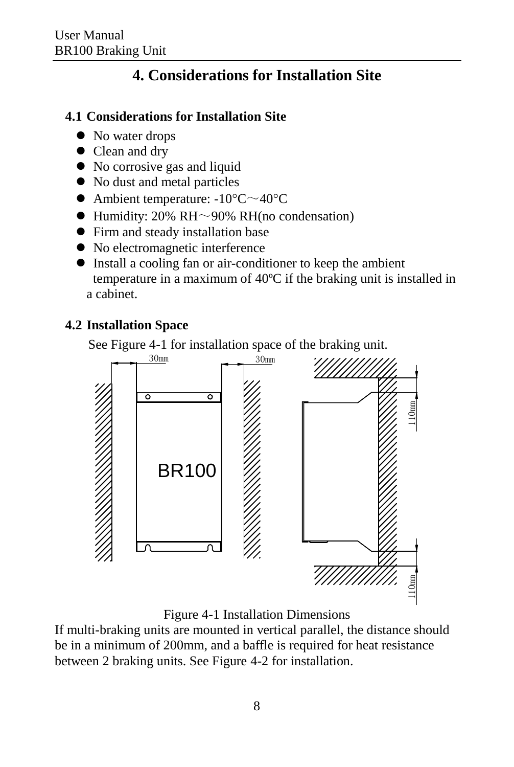# 4. Considerations for Installation Site

## 4.1 Considerations for Installation Site

- No water drops
- Clean and dry
- No corrosive gas and liquid
- No dust and metal particles
- Ambient temperature: -10°C～40°C
- Humidity: 20% RH～90% RH(no condensation)
- Firm and steady installation base
- No electromagnetic interference
- Install a cooling fan or air-conditioner to keep the ambient temperature in a maximum of 40ºC if the braking unit is installed in a cabinet.

## 4.2 Installation Space

See Figure 4-1 for installation space of the braking unit.

Figure 4-1 Installation Dimensions

If multi-braking units are mounted in vertical parallel, the distance should be in a minimum of 200mm, and a baffle is required for heat resistance between 2 braking units. See Figure 4-2 for installation.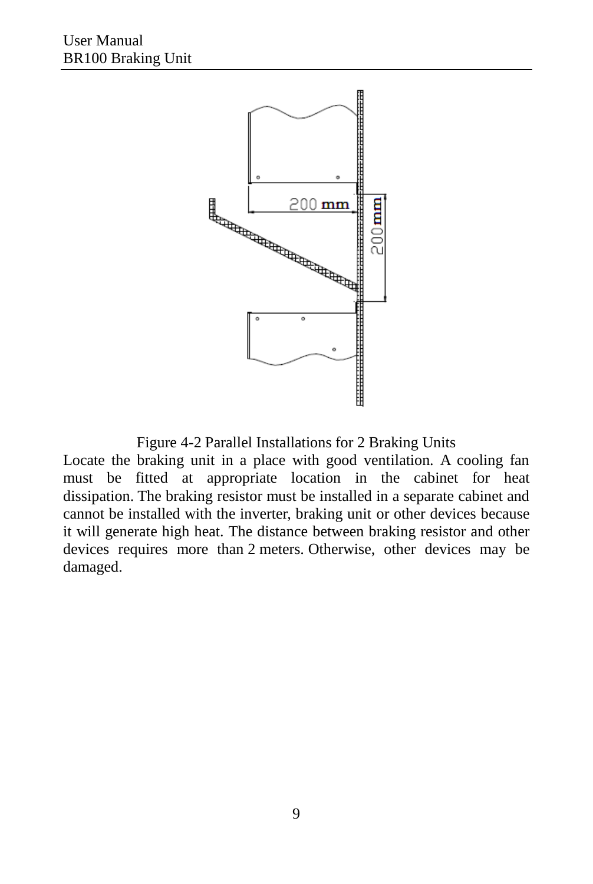Figure 4-2 Parallel Installations for 2 Braking Units

Locate the braking unit in a place with good ventilation. A cooling fan must be fitted at appropriate location in the cabinet for heat dissipation. The braking resistor must be installed in a separate cabinet and cannot be installed with the inverter, braking unit or other devices because it will generate high heat. The distance between braking resistor and other devices requires more than 2 meters. Otherwise, other devices may be damaged.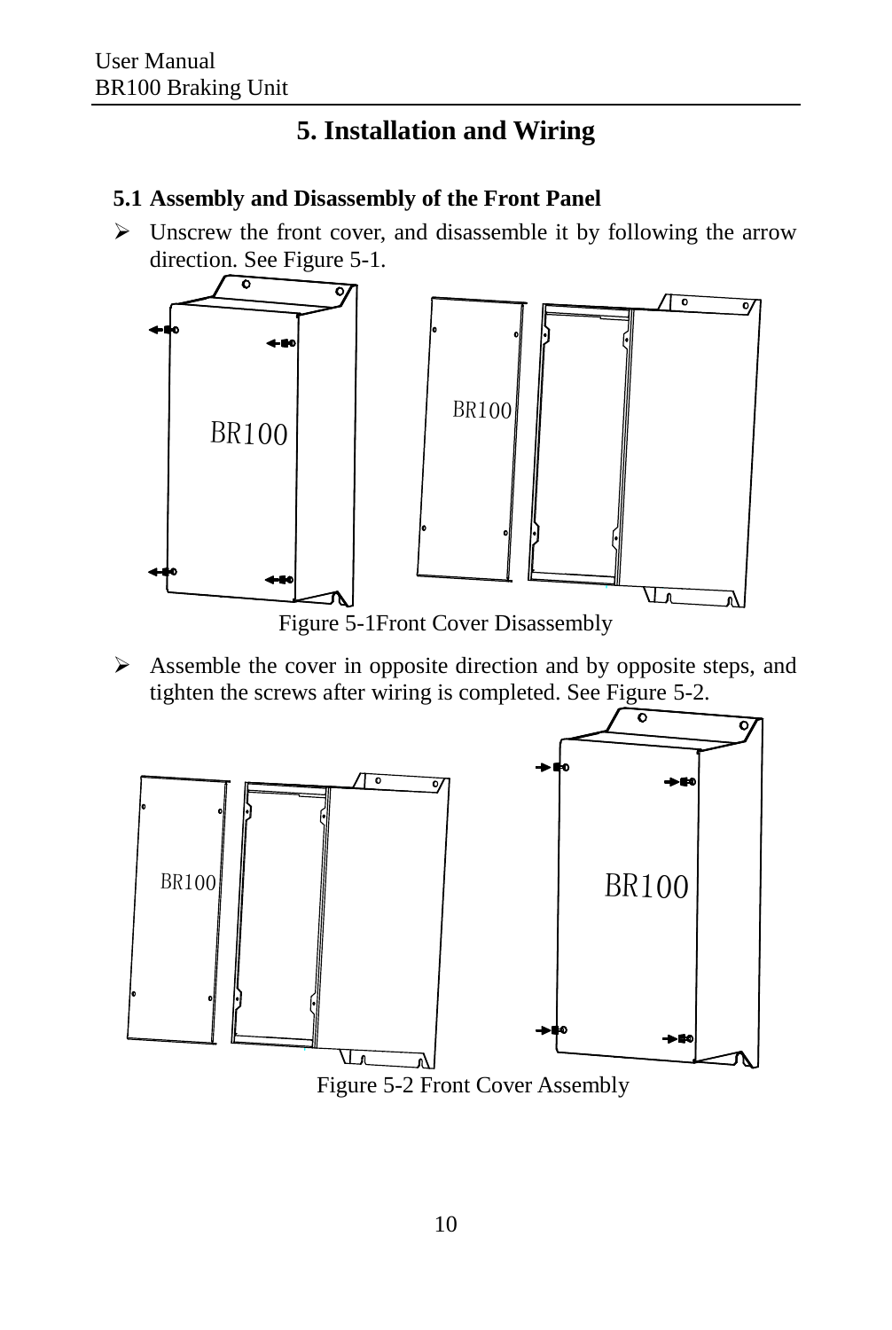# 5. Installation and Wiring

## 5.1 Assembly and Disassembly of the Front Panel

- Unscrew the front cover, and disassemble it by following the arrow direction. See Figure 5-1.

Figure 5-1Front Cover Disassembly

- Assemble the cover in opposite direction and by opposite steps, and tighten the screws after wiring is completed. See Figure 5-2.

Figure 5-2 Front Cover Assembly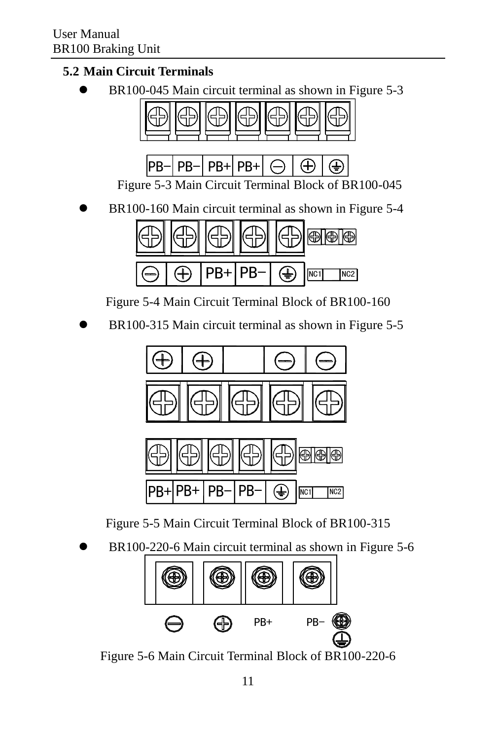## 5.2 Main Circuit Terminals

- BR100-045 Main circuit terminal as shown in Figure 5-3

PB− PB− PB+ PB+ ⊖ ⊕ ⏚

Figure 5-3 Main Circuit Terminal Block of BR100-045

- BR100-160 Main circuit terminal as shown in Figure 5-4

⊖ ⊕ PB+ PB− ⏚ NC1 NC2

Figure 5-4 Main Circuit Terminal Block of BR100-160

- BR100-315 Main circuit terminal as shown in Figure 5-5

⊕ ⊕ ⊖ ⊖

PB+ PB+ PB− PB− ⏚ NC1 NC2

Figure 5-5 Main Circuit Terminal Block of BR100-315

- BR100-220-6 Main circuit terminal as shown in Figure 5-6

⊖ ⊕ PB+ PB− ⏚

Figure 5-6 Main Circuit Terminal Block of BR100-220-6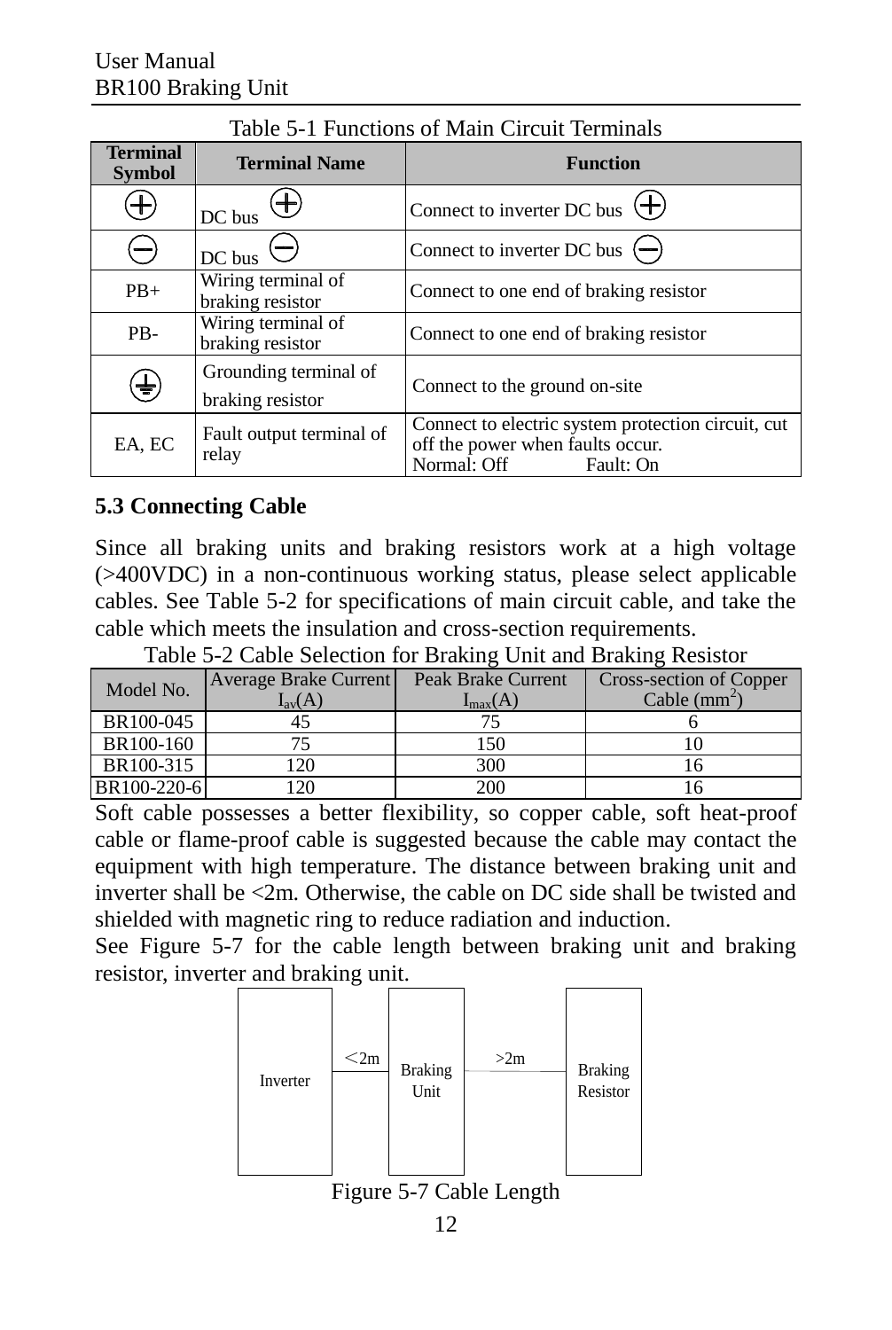Table 5-1 Functions of Main Circuit Terminals

| Terminal Symbol | Terminal Name | Function |
|---|---|---|
| ⊕ | DC bus ⊕ | Connect to inverter DC bus ⊕ |
| ⊖ | DC bus ⊖ | Connect to inverter DC bus ⊖ |
| PB+ | Wiring terminal of braking resistor | Connect to one end of braking resistor |
| PB- | Wiring terminal of braking resistor | Connect to one end of braking resistor |
| ⏚ | Grounding terminal of braking resistor | Connect to the ground on-site |
| EA, EC | Fault output terminal of relay | Connect to electric system protection circuit, cut off the power when faults occur.<br>Normal: Off Fault: On |

## 5.3 Connecting Cable

Since all braking units and braking resistors work at a high voltage (>400VDC) in a non-continuous working status, please select applicable cables. See Table 5-2 for specifications of main circuit cable, and take the cable which meets the insulation and cross-section requirements.

Table 5-2 Cable Selection for Braking Unit and Braking Resistor

| Model No. | Average Brake Current $I_{av}$(A) | Peak Brake Current $I_{max}$(A) | Cross-section of Copper Cable ($mm^2$) |
|---|---|---|---|
| BR100-045 | 45 | 75 | 6 |
| BR100-160 | 75 | 150 | 10 |
| BR100-315 | 120 | 300 | 16 |
| BR100-220-6 | 120 | 200 | 16 |

Soft cable possesses a better flexibility, so copper cable, soft heat-proof cable or flame-proof cable is suggested because the cable may contact the equipment with high temperature. The distance between braking unit and inverter shall be <2m. Otherwise, the cable on DC side shall be twisted and shielded with magnetic ring to reduce radiation and induction.

See Figure 5-7 for the cable length between braking unit and braking resistor, inverter and braking unit.

Inverter —<2m— Braking Unit —>2m— Braking Resistor

Figure 5-7 Cable Length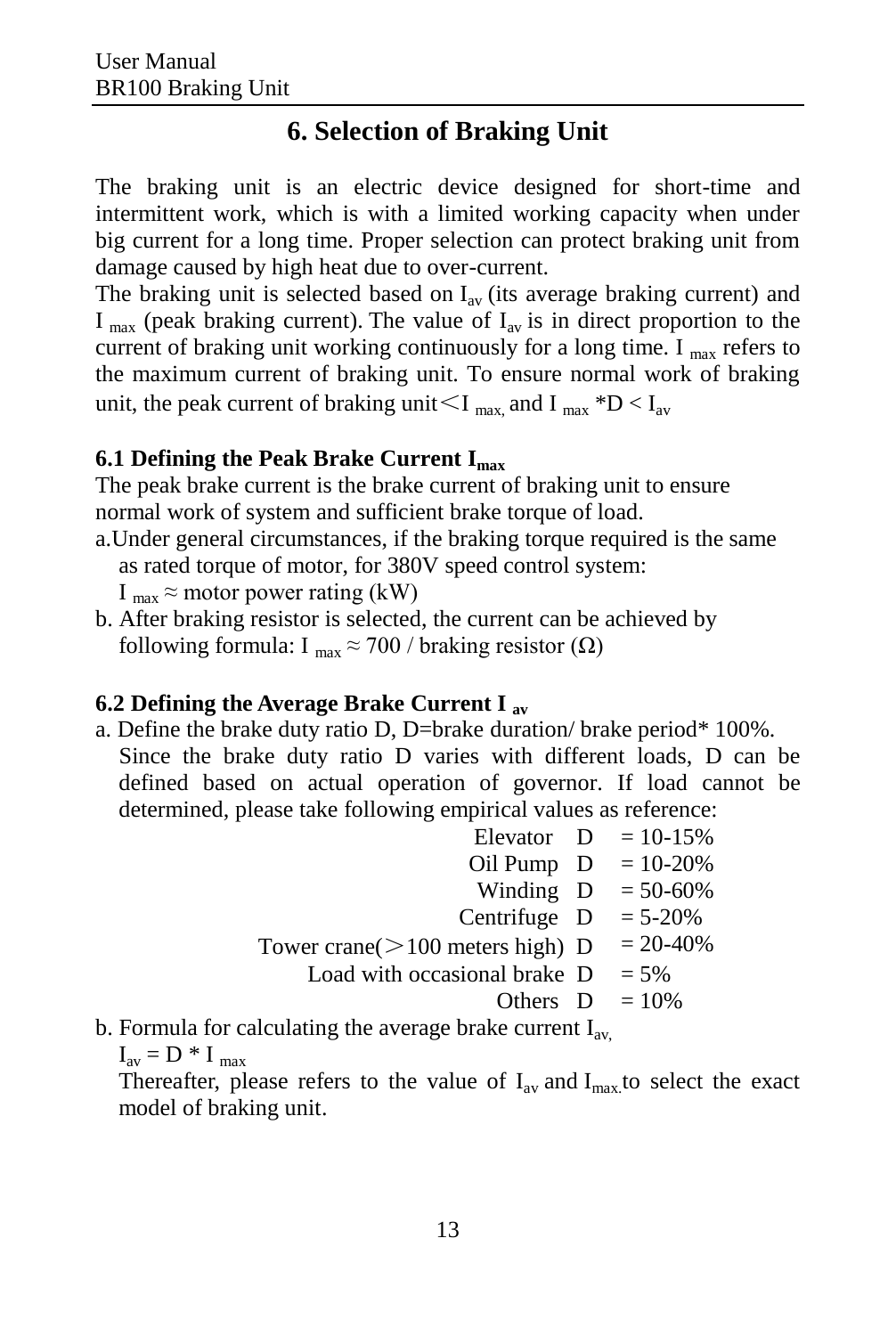# 6. Selection of Braking Unit

The braking unit is an electric device designed for short-time and intermittent work, which is with a limited working capacity when under big current for a long time. Proper selection can protect braking unit from damage caused by high heat due to over-current.

The braking unit is selected based on $I_{av}$ (its average braking current) and $I_{max}$ (peak braking current). The value of $I_{av}$ is in direct proportion to the current of braking unit working continuously for a long time. $I_{max}$ refers to the maximum current of braking unit. To ensure normal work of braking unit, the peak current of braking unit $< I_{max}$, and $I_{max} * D < I_{av}$

### 6.1 Defining the Peak Brake Current $I_{max}$

The peak brake current is the brake current of braking unit to ensure normal work of system and sufficient brake torque of load.

a. Under general circumstances, if the braking torque required is the same as rated torque of motor, for 380V speed control system:
   $I_{max} \approx$ motor power rating (kW)

b. After braking resistor is selected, the current can be achieved by following formula: $I_{max} \approx 700$ / braking resistor ($\Omega$)

### 6.2 Defining the Average Brake Current $I_{av}$

a. Define the brake duty ratio D, D=brake duration/ brake period* 100%.
   Since the brake duty ratio D varies with different loads, D can be defined based on actual operation of governor. If load cannot be determined, please take following empirical values as reference:

| | | |
|---|---|---|
| Elevator | D | = 10-15% |
| Oil Pump | D | = 10-20% |
| Winding | D | = 50-60% |
| Centrifuge | D | = 5-20% |
| Tower crane(＞100 meters high) | D | = 20-40% |
| Load with occasional brake | D | = 5% |
| Others | D | = 10% |

b. Formula for calculating the average brake current $I_{av}$,
   $I_{av} = D * I_{max}$
   Thereafter, please refers to the value of $I_{av}$ and $I_{max}$ to select the exact model of braking unit.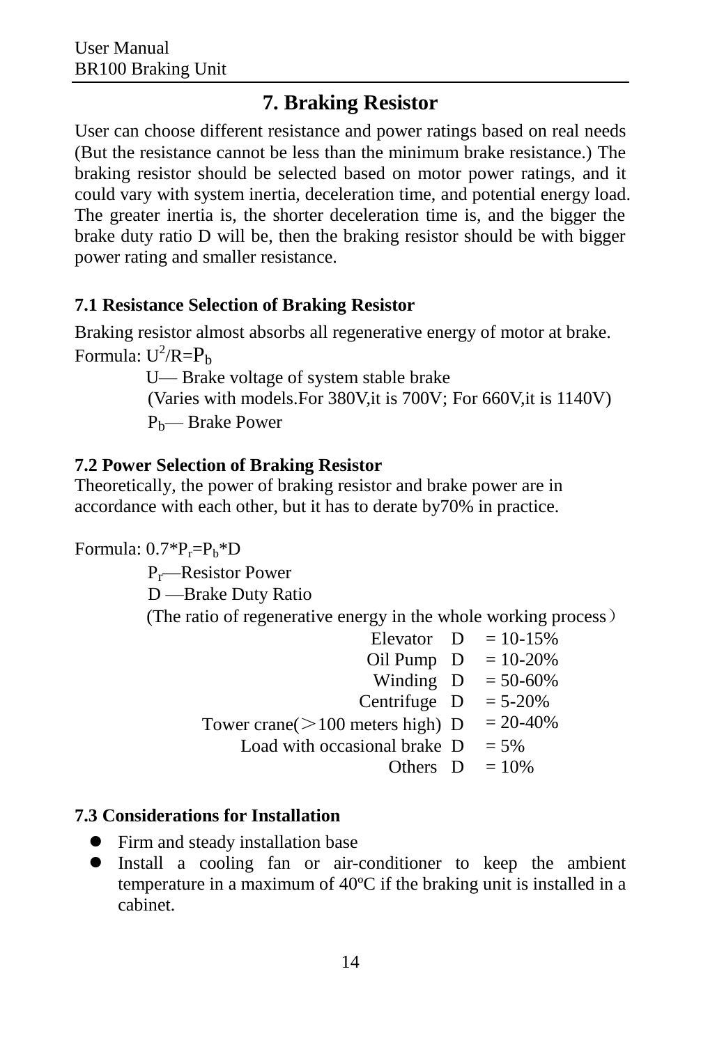# 7. Braking Resistor

User can choose different resistance and power ratings based on real needs (But the resistance cannot be less than the minimum brake resistance.) The braking resistor should be selected based on motor power ratings, and it could vary with system inertia, deceleration time, and potential energy load. The greater inertia is, the shorter deceleration time is, and the bigger the brake duty ratio D will be, then the braking resistor should be with bigger power rating and smaller resistance.

## 7.1 Resistance Selection of Braking Resistor

Braking resistor almost absorbs all regenerative energy of motor at brake.

Formula: $U^2/R=P_b$

U— Brake voltage of system stable brake

(Varies with models.For 380V,it is 700V; For 660V,it is 1140V)

$P_b$— Brake Power

## 7.2 Power Selection of Braking Resistor

Theoretically, the power of braking resistor and brake power are in accordance with each other, but it has to derate by70% in practice.

Formula: $0.7*P_r=P_b*D$

$P_r$—Resistor Power

D —Brake Duty Ratio

(The ratio of regenerative energy in the whole working process）

| | | |
|---|---|---|
| Elevator | D | = 10-15% |
| Oil Pump | D | = 10-20% |
| Winding | D | = 50-60% |
| Centrifuge | D | = 5-20% |
| Tower crane(＞100 meters high) | D | = 20-40% |
| Load with occasional brake | D | = 5% |
| Others | D | = 10% |

## 7.3 Considerations for Installation

- Firm and steady installation base
- Install a cooling fan or air-conditioner to keep the ambient temperature in a maximum of 40ºC if the braking unit is installed in a cabinet.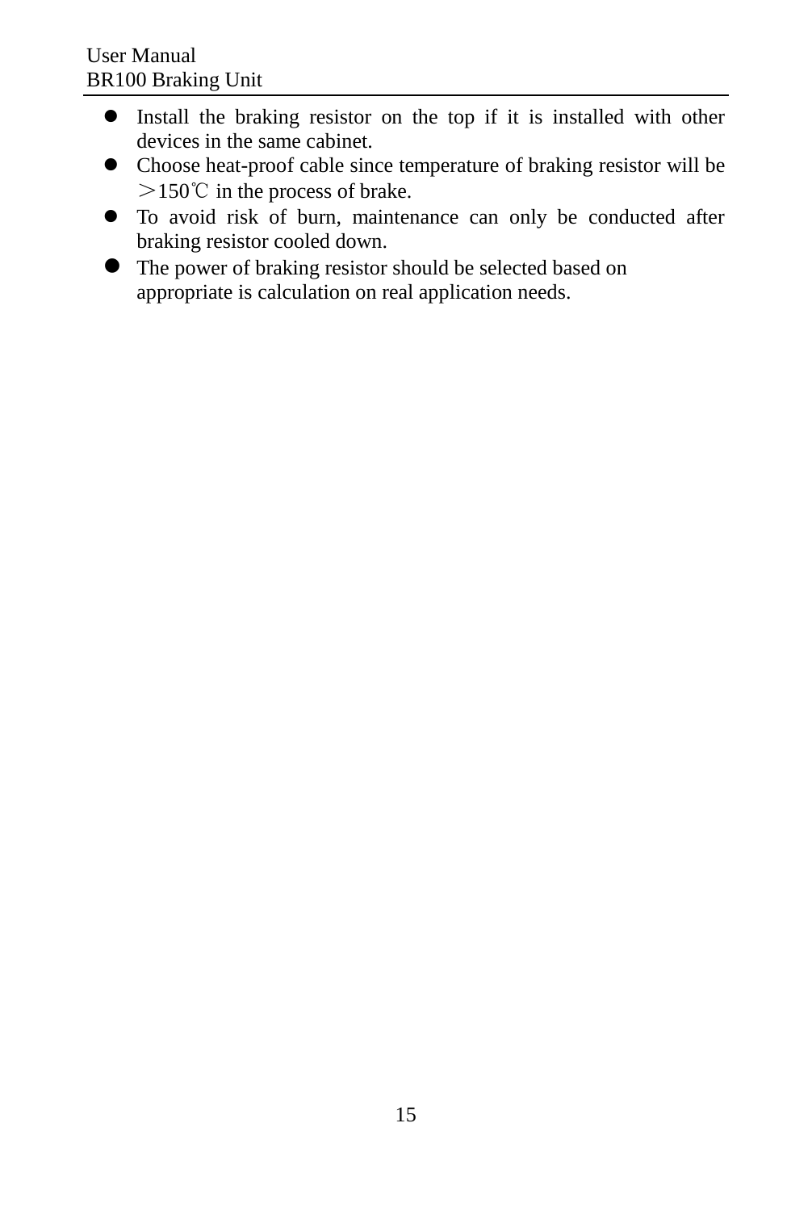- Install the braking resistor on the top if it is installed with other devices in the same cabinet.
- Choose heat-proof cable since temperature of braking resistor will be ＞150℃ in the process of brake.
- To avoid risk of burn, maintenance can only be conducted after braking resistor cooled down.
- The power of braking resistor should be selected based on appropriate is calculation on real application needs.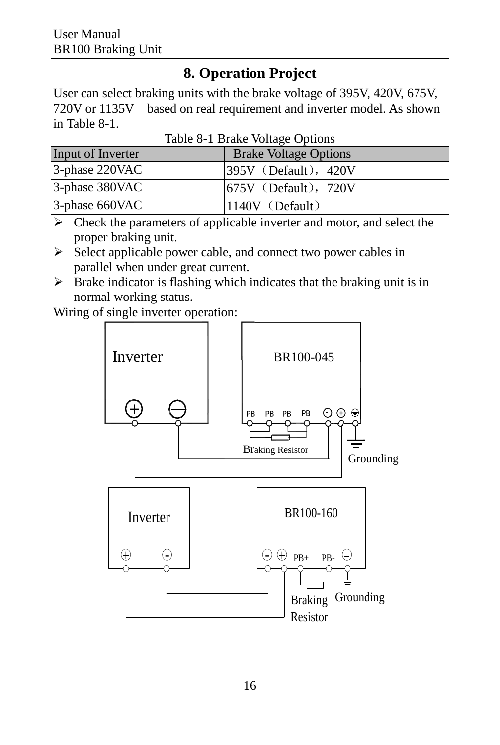# 8. Operation Project

User can select braking units with the brake voltage of 395V, 420V, 675V, 720V or 1135V  based on real requirement and inverter model. As shown in Table 8-1.

Table 8-1 Brake Voltage Options

| Input of Inverter | Brake Voltage Options |
|---|---|
| 3-phase 220VAC | 395V（Default），420V |
| 3-phase 380VAC | 675V（Default），720V |
| 3-phase 660VAC | 1140V（Default） |

- Check the parameters of applicable inverter and motor, and select the proper braking unit.
- Select applicable power cable, and connect two power cables in parallel when under great current.
- Brake indicator is flashing which indicates that the braking unit is in normal working status.

Wiring of single inverter operation:

Inverter ⊕ ⊖ — BR100-045: PB PB PB PB ⊖ ⊕ ⏚ — Braking Resistor — Grounding

Inverter ⊕ - — BR100-160: - ⊕ PB+ PB- ⏚ — Braking Resistor — Grounding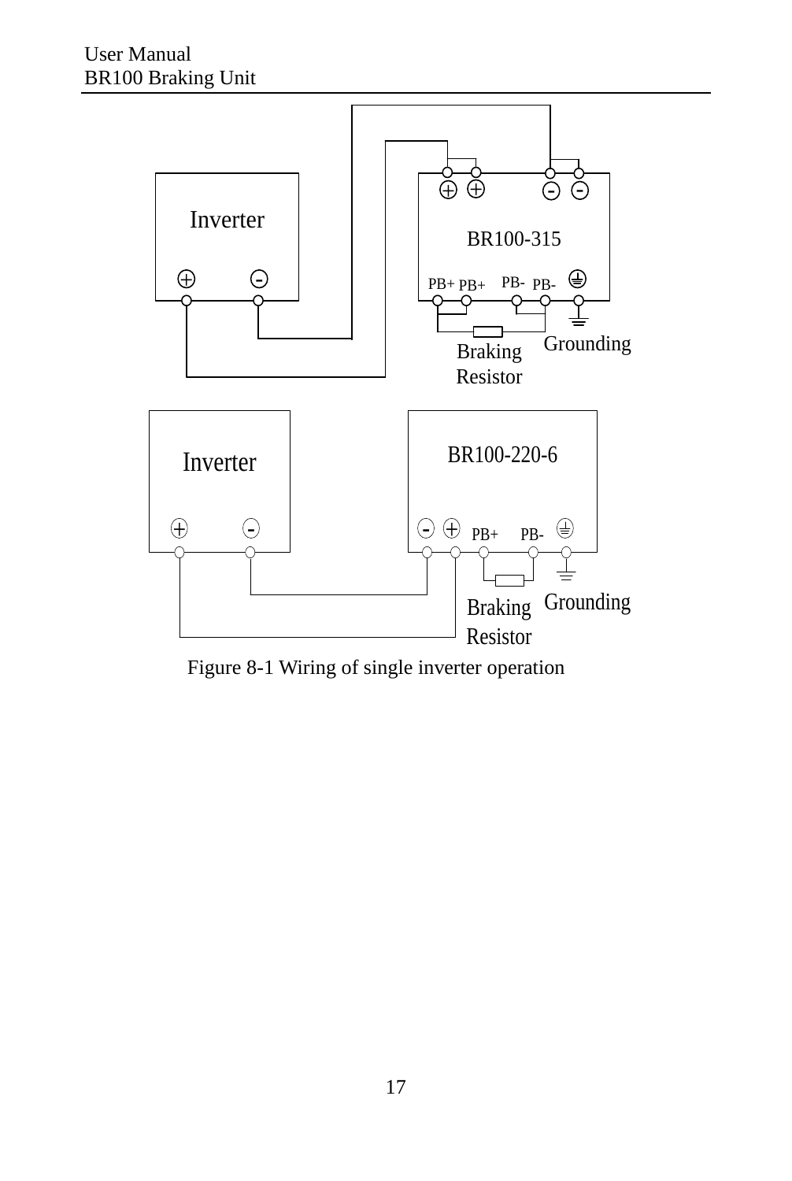Figure 8-1 Wiring of single inverter operation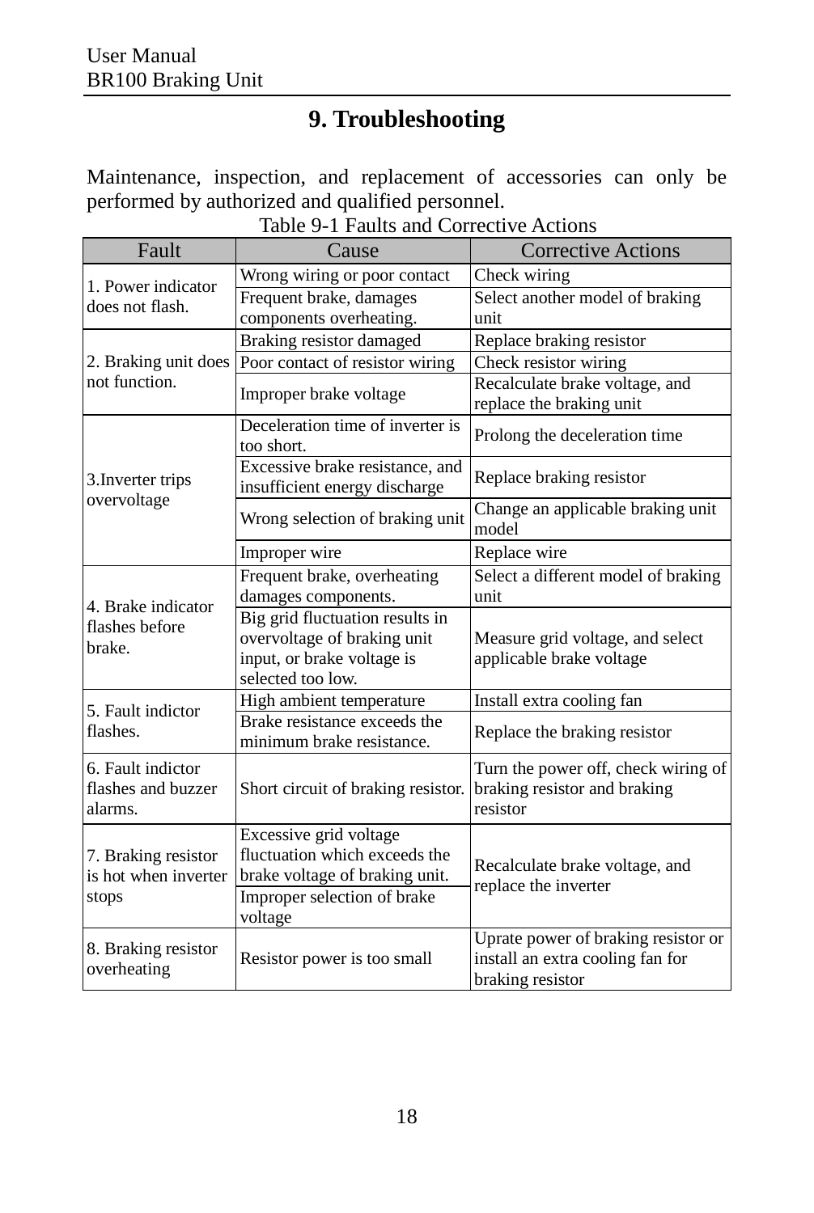# 9. Troubleshooting

Maintenance, inspection, and replacement of accessories can only be performed by authorized and qualified personnel.

Table 9-1 Faults and Corrective Actions

| Fault | Cause | Corrective Actions |
|---|---|---|
| 1. Power indicator does not flash. | Wrong wiring or poor contact | Check wiring |
| | Frequent brake, damages components overheating. | Select another model of braking unit |
| 2. Braking unit does not function. | Braking resistor damaged | Replace braking resistor |
| | Poor contact of resistor wiring | Check resistor wiring |
| | Improper brake voltage | Recalculate brake voltage, and replace the braking unit |
| 3.Inverter trips overvoltage | Deceleration time of inverter is too short. | Prolong the deceleration time |
| | Excessive brake resistance, and insufficient energy discharge | Replace braking resistor |
| | Wrong selection of braking unit | Change an applicable braking unit model |
| | Improper wire | Replace wire |
| 4. Brake indicator flashes before brake. | Frequent brake, overheating damages components. | Select a different model of braking unit |
| | Big grid fluctuation results in overvoltage of braking unit input, or brake voltage is selected too low. | Measure grid voltage, and select applicable brake voltage |
| 5. Fault indictor flashes. | High ambient temperature | Install extra cooling fan |
| | Brake resistance exceeds the minimum brake resistance. | Replace the braking resistor |
| 6. Fault indictor flashes and buzzer alarms. | Short circuit of braking resistor. | Turn the power off, check wiring of braking resistor and braking resistor |
| 7. Braking resistor is hot when inverter stops | Excessive grid voltage fluctuation which exceeds the brake voltage of braking unit. | Recalculate brake voltage, and replace the inverter |
| | Improper selection of brake voltage | |
| 8. Braking resistor overheating | Resistor power is too small | Uprate power of braking resistor or install an extra cooling fan for braking resistor |